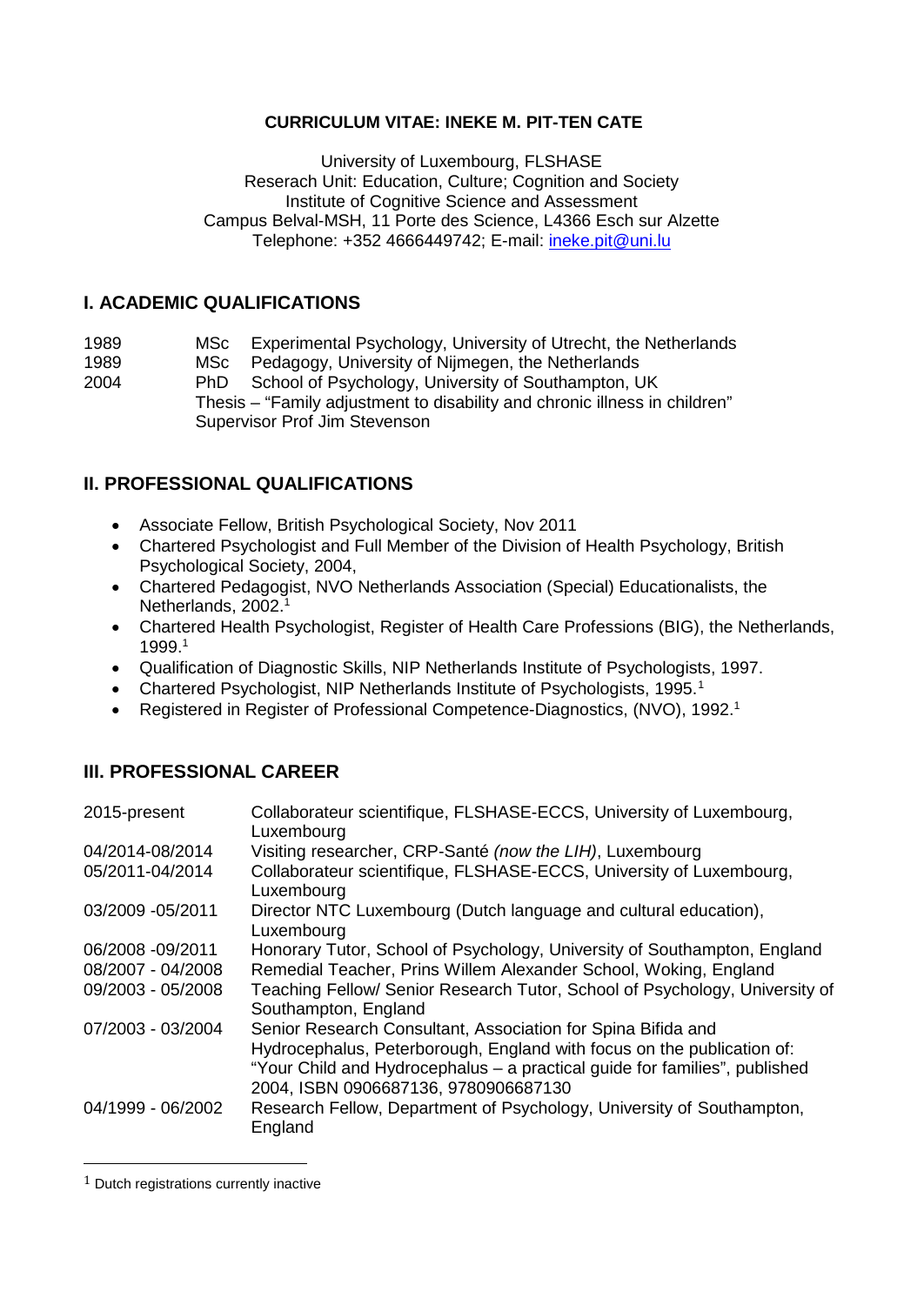**CURRICULUM VITAE: INEKE M. PIT-TEN CATE**

University of Luxembourg, FLSHASE
Reserach Unit: Education, Culture; Cognition and Society
Institute of Cognitive Science and Assessment
Campus Belval-MSH, 11 Porte des Science, L4366 Esch sur Alzette
Telephone: +352 4666449742; E-mail: ineke.pit@uni.lu

## I. ACADEMIC QUALIFICATIONS

| | | |
|---|---|---|
| 1989 | MSc | Experimental Psychology, University of Utrecht, the Netherlands |
| 1989 | MSc | Pedagogy, University of Nijmegen, the Netherlands |
| 2004 | PhD | School of Psychology, University of Southampton, UK<br>Thesis – "Family adjustment to disability and chronic illness in children"<br>Supervisor Prof Jim Stevenson |

## II. PROFESSIONAL QUALIFICATIONS

- Associate Fellow, British Psychological Society, Nov 2011
- Chartered Psychologist and Full Member of the Division of Health Psychology, British Psychological Society, 2004,
- Chartered Pedagogist, NVO Netherlands Association (Special) Educationalists, the Netherlands, 2002.[1]
- Chartered Health Psychologist, Register of Health Care Professions (BIG), the Netherlands, 1999.[1]
- Qualification of Diagnostic Skills, NIP Netherlands Institute of Psychologists, 1997.
- Chartered Psychologist, NIP Netherlands Institute of Psychologists, 1995.[1]
- Registered in Register of Professional Competence-Diagnostics, (NVO), 1992.[1]

## III. PROFESSIONAL CAREER

| | |
|---|---|
| 2015-present | Collaborateur scientifique, FLSHASE-ECCS, University of Luxembourg, Luxembourg |
| 04/2014-08/2014 | Visiting researcher, CRP-Santé *(now the LIH)*, Luxembourg |
| 05/2011-04/2014 | Collaborateur scientifique, FLSHASE-ECCS, University of Luxembourg, Luxembourg |
| 03/2009 -05/2011 | Director NTC Luxembourg (Dutch language and cultural education), Luxembourg |
| 06/2008 -09/2011 | Honorary Tutor, School of Psychology, University of Southampton, England |
| 08/2007 - 04/2008 | Remedial Teacher, Prins Willem Alexander School, Woking, England |
| 09/2003 - 05/2008 | Teaching Fellow/ Senior Research Tutor, School of Psychology, University of Southampton, England |
| 07/2003 - 03/2004 | Senior Research Consultant, Association for Spina Bifida and Hydrocephalus, Peterborough, England with focus on the publication of: "Your Child and Hydrocephalus – a practical guide for families", published 2004, ISBN 0906687136, 9780906687130 |
| 04/1999 - 06/2002 | Research Fellow, Department of Psychology, University of Southampton, England |

[1] Dutch registrations currently inactive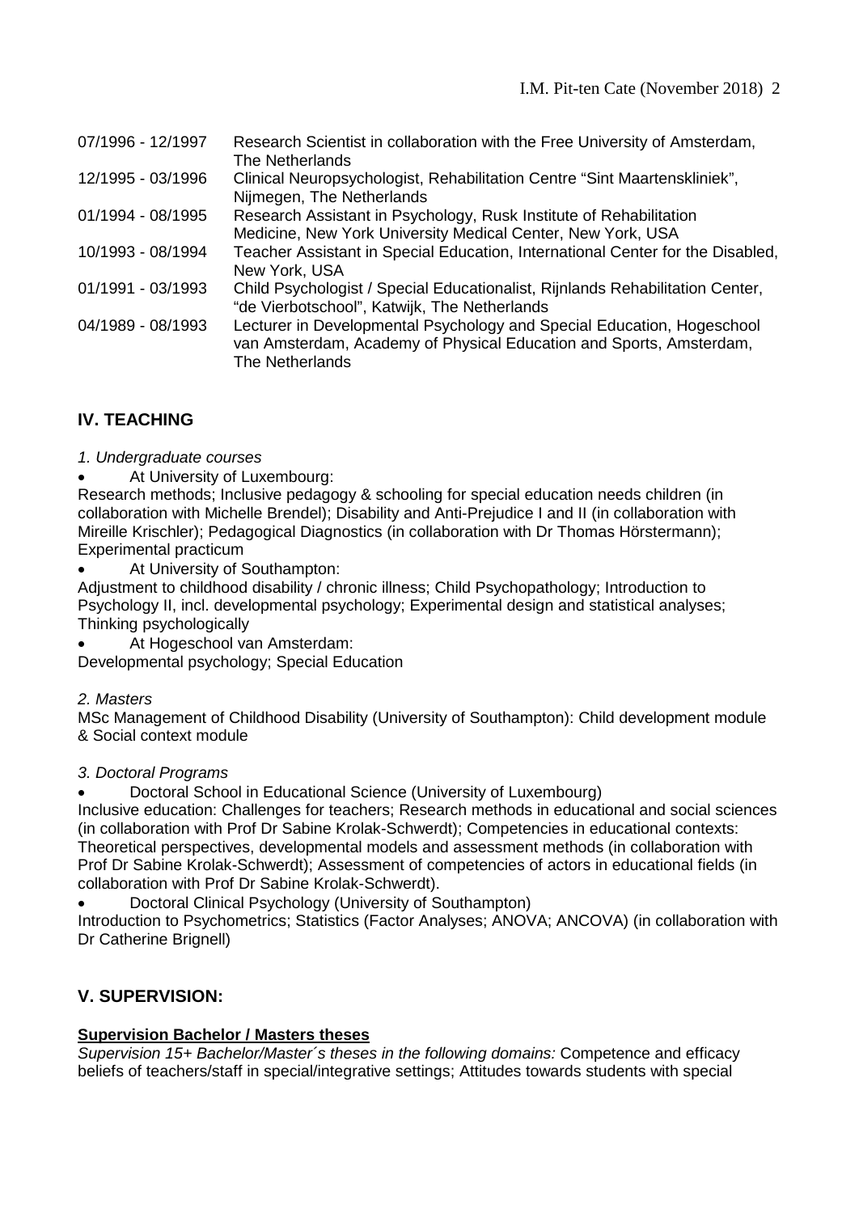| | |
|---|---|
| 07/1996 - 12/1997 | Research Scientist in collaboration with the Free University of Amsterdam, The Netherlands |
| 12/1995 - 03/1996 | Clinical Neuropsychologist, Rehabilitation Centre “Sint Maartenskliniek”, Nijmegen, The Netherlands |
| 01/1994 - 08/1995 | Research Assistant in Psychology, Rusk Institute of Rehabilitation Medicine, New York University Medical Center, New York, USA |
| 10/1993 - 08/1994 | Teacher Assistant in Special Education, International Center for the Disabled, New York, USA |
| 01/1991 - 03/1993 | Child Psychologist / Special Educationalist, Rijnlands Rehabilitation Center, “de Vierbotschool”, Katwijk, The Netherlands |
| 04/1989 - 08/1993 | Lecturer in Developmental Psychology and Special Education, Hogeschool van Amsterdam, Academy of Physical Education and Sports, Amsterdam, The Netherlands |

## IV. TEACHING

*1. Undergraduate courses*

- At University of Luxembourg:

Research methods; Inclusive pedagogy & schooling for special education needs children (in collaboration with Michelle Brendel); Disability and Anti-Prejudice I and II (in collaboration with Mireille Krischler); Pedagogical Diagnostics (in collaboration with Dr Thomas Hörstermann); Experimental practicum

- At University of Southampton:

Adjustment to childhood disability / chronic illness; Child Psychopathology; Introduction to Psychology II, incl. developmental psychology; Experimental design and statistical analyses; Thinking psychologically

- At Hogeschool van Amsterdam:

Developmental psychology; Special Education

*2. Masters*

MSc Management of Childhood Disability (University of Southampton): Child development module & Social context module

*3. Doctoral Programs*

- Doctoral School in Educational Science (University of Luxembourg)

Inclusive education: Challenges for teachers; Research methods in educational and social sciences (in collaboration with Prof Dr Sabine Krolak-Schwerdt); Competencies in educational contexts: Theoretical perspectives, developmental models and assessment methods (in collaboration with Prof Dr Sabine Krolak-Schwerdt); Assessment of competencies of actors in educational fields (in collaboration with Prof Dr Sabine Krolak-Schwerdt).

- Doctoral Clinical Psychology (University of Southampton)

Introduction to Psychometrics; Statistics (Factor Analyses; ANOVA; ANCOVA) (in collaboration with Dr Catherine Brignell)

## V. SUPERVISION:

**Supervision Bachelor / Masters theses**

*Supervision 15+ Bachelor/Master´s theses in the following domains:* Competence and efficacy beliefs of teachers/staff in special/integrative settings; Attitudes towards students with special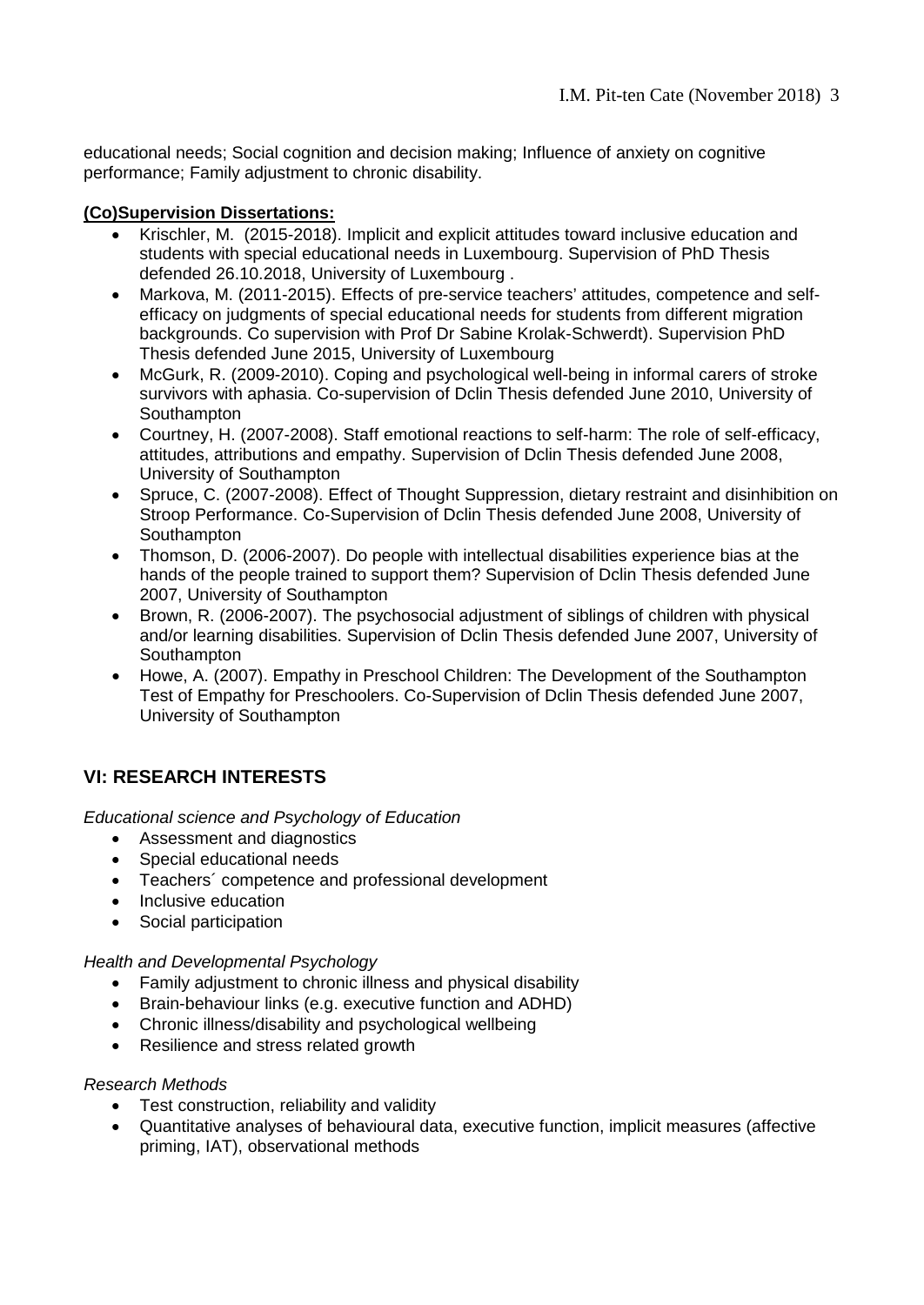educational needs; Social cognition and decision making; Influence of anxiety on cognitive performance; Family adjustment to chronic disability.

**(Co)Supervision Dissertations:**

- Krischler, M. (2015-2018). Implicit and explicit attitudes toward inclusive education and students with special educational needs in Luxembourg. Supervision of PhD Thesis defended 26.10.2018, University of Luxembourg .
- Markova, M. (2011-2015). Effects of pre-service teachers' attitudes, competence and self-efficacy on judgments of special educational needs for students from different migration backgrounds. Co supervision with Prof Dr Sabine Krolak-Schwerdt). Supervision PhD Thesis defended June 2015, University of Luxembourg
- McGurk, R. (2009-2010). Coping and psychological well-being in informal carers of stroke survivors with aphasia. Co-supervision of Dclin Thesis defended June 2010, University of Southampton
- Courtney, H. (2007-2008). Staff emotional reactions to self-harm: The role of self-efficacy, attitudes, attributions and empathy. Supervision of Dclin Thesis defended June 2008, University of Southampton
- Spruce, C. (2007-2008). Effect of Thought Suppression, dietary restraint and disinhibition on Stroop Performance. Co-Supervision of Dclin Thesis defended June 2008, University of Southampton
- Thomson, D. (2006-2007). Do people with intellectual disabilities experience bias at the hands of the people trained to support them? Supervision of Dclin Thesis defended June 2007, University of Southampton
- Brown, R. (2006-2007). The psychosocial adjustment of siblings of children with physical and/or learning disabilities. Supervision of Dclin Thesis defended June 2007, University of Southampton
- Howe, A. (2007). Empathy in Preschool Children: The Development of the Southampton Test of Empathy for Preschoolers. Co-Supervision of Dclin Thesis defended June 2007, University of Southampton

## VI: RESEARCH INTERESTS

*Educational science and Psychology of Education*

- Assessment and diagnostics
- Special educational needs
- Teachers´ competence and professional development
- Inclusive education
- Social participation

*Health and Developmental Psychology*

- Family adjustment to chronic illness and physical disability
- Brain-behaviour links (e.g. executive function and ADHD)
- Chronic illness/disability and psychological wellbeing
- Resilience and stress related growth

*Research Methods*

- Test construction, reliability and validity
- Quantitative analyses of behavioural data, executive function, implicit measures (affective priming, IAT), observational methods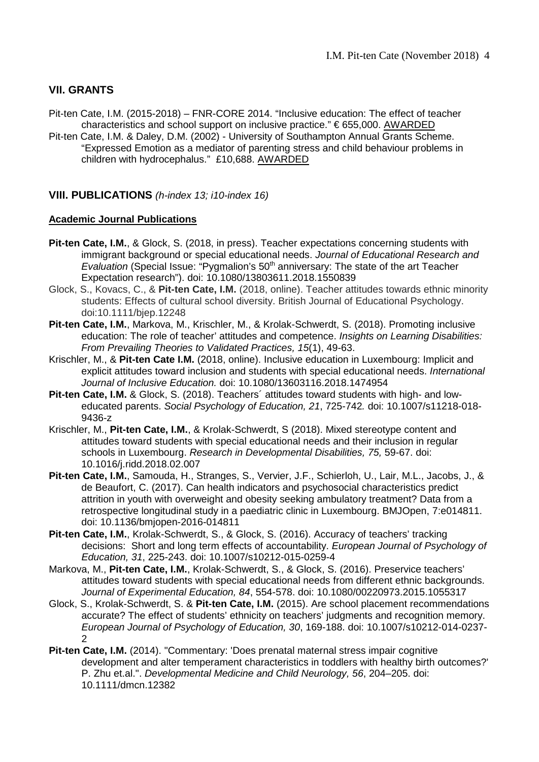## VII. GRANTS

Pit-ten Cate, I.M. (2015-2018) – FNR-CORE 2014. "Inclusive education: The effect of teacher characteristics and school support on inclusive practice." € 655,000. AWARDED

Pit-ten Cate, I.M. & Daley, D.M. (2002) - University of Southampton Annual Grants Scheme. "Expressed Emotion as a mediator of parenting stress and child behaviour problems in children with hydrocephalus." £10,688. AWARDED

## VIII. PUBLICATIONS *(h-index 13; i10-index 16)*

### Academic Journal Publications

**Pit-ten Cate, I.M.**, & Glock, S. (2018, in press). Teacher expectations concerning students with immigrant background or special educational needs. *Journal of Educational Research and Evaluation* (Special Issue: "Pygmalion's 50th anniversary: The state of the art Teacher Expectation research"). doi: 10.1080/13803611.2018.1550839

Glock, S., Kovacs, C., & **Pit-ten Cate, I.M.** (2018, online). Teacher attitudes towards ethnic minority students: Effects of cultural school diversity. British Journal of Educational Psychology. doi:10.1111/bjep.12248

**Pit-ten Cate, I.M.**, Markova, M., Krischler, M., & Krolak-Schwerdt, S. (2018). Promoting inclusive education: The role of teacher' attitudes and competence. *Insights on Learning Disabilities: From Prevailing Theories to Validated Practices, 15*(1), 49-63.

Krischler, M., & **Pit-ten Cate I.M.** (2018, online). Inclusive education in Luxembourg: Implicit and explicit attitudes toward inclusion and students with special educational needs. *International Journal of Inclusive Education.* doi: 10.1080/13603116.2018.1474954

**Pit-ten Cate, I.M.** & Glock, S. (2018). Teachers´ attitudes toward students with high- and low-educated parents. *Social Psychology of Education, 21*, 725-742*.* doi: 10.1007/s11218-018-9436-z

Krischler, M., **Pit-ten Cate, I.M.**, & Krolak-Schwerdt, S (2018). Mixed stereotype content and attitudes toward students with special educational needs and their inclusion in regular schools in Luxembourg. *Research in Developmental Disabilities, 75,* 59-67. doi: 10.1016/j.ridd.2018.02.007

**Pit-ten Cate, I.M.**, Samouda, H., Stranges, S., Vervier, J.F., Schierloh, U., Lair, M.L., Jacobs, J., & de Beaufort, C. (2017). Can health indicators and psychosocial characteristics predict attrition in youth with overweight and obesity seeking ambulatory treatment? Data from a retrospective longitudinal study in a paediatric clinic in Luxembourg. BMJOpen, 7:e014811. doi: 10.1136/bmjopen-2016-014811

**Pit-ten Cate, I.M.**, Krolak-Schwerdt, S., & Glock, S. (2016). Accuracy of teachers' tracking decisions: Short and long term effects of accountability. *European Journal of Psychology of Education, 31*, 225-243. doi: 10.1007/s10212-015-0259-4

Markova, M., **Pit-ten Cate, I.M.**, Krolak-Schwerdt, S., & Glock, S. (2016). Preservice teachers' attitudes toward students with special educational needs from different ethnic backgrounds. *Journal of Experimental Education, 84*, 554-578. doi: 10.1080/00220973.2015.1055317

Glock, S., Krolak-Schwerdt, S. & **Pit-ten Cate, I.M.** (2015). Are school placement recommendations accurate? The effect of students' ethnicity on teachers' judgments and recognition memory. *European Journal of Psychology of Education, 30*, 169-188. doi: 10.1007/s10212-014-0237-2

**Pit-ten Cate, I.M.** (2014). "Commentary: 'Does prenatal maternal stress impair cognitive development and alter temperament characteristics in toddlers with healthy birth outcomes?' P. Zhu et.al.". *Developmental Medicine and Child Neurology, 56*, 204–205. doi: 10.1111/dmcn.12382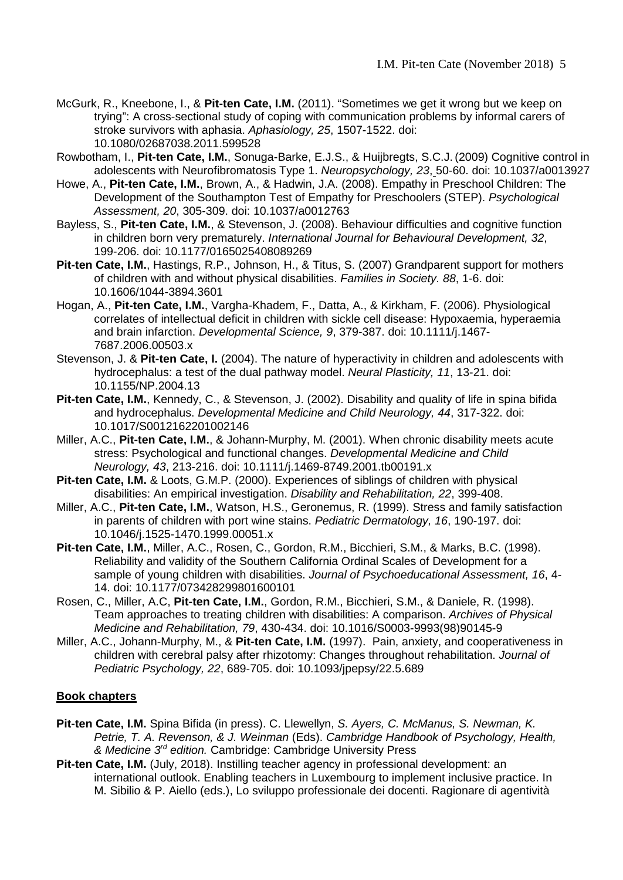McGurk, R., Kneebone, I., & **Pit-ten Cate, I.M.** (2011). "Sometimes we get it wrong but we keep on trying": A cross-sectional study of coping with communication problems by informal carers of stroke survivors with aphasia. *Aphasiology, 25*, 1507-1522. doi: 10.1080/02687038.2011.599528

Rowbotham, I., **Pit-ten Cate, I.M.**, Sonuga-Barke, E.J.S., & Huijbregts, S.C.J. (2009) Cognitive control in adolescents with Neurofibromatosis Type 1. *Neuropsychology, 23*, 50-60. doi: 10.1037/a0013927

Howe, A., **Pit-ten Cate, I.M.**, Brown, A., & Hadwin, J.A. (2008). Empathy in Preschool Children: The Development of the Southampton Test of Empathy for Preschoolers (STEP). *Psychological Assessment, 20*, 305-309. doi: 10.1037/a0012763

Bayless, S., **Pit-ten Cate, I.M.**, & Stevenson, J. (2008). Behaviour difficulties and cognitive function in children born very prematurely. *International Journal for Behavioural Development, 32*, 199-206. doi: 10.1177/0165025408089269

**Pit-ten Cate, I.M.**, Hastings, R.P., Johnson, H., & Titus, S. (2007) Grandparent support for mothers of children with and without physical disabilities. *Families in Society. 88*, 1-6. doi: 10.1606/1044-3894.3601

Hogan, A., **Pit-ten Cate, I.M.**, Vargha-Khadem, F., Datta, A., & Kirkham, F. (2006). Physiological correlates of intellectual deficit in children with sickle cell disease: Hypoxaemia, hyperaemia and brain infarction. *Developmental Science, 9*, 379-387. doi: 10.1111/j.1467-7687.2006.00503.x

Stevenson, J. & **Pit-ten Cate, I.** (2004). The nature of hyperactivity in children and adolescents with hydrocephalus: a test of the dual pathway model. *Neural Plasticity, 11*, 13-21. doi: 10.1155/NP.2004.13

**Pit-ten Cate, I.M.**, Kennedy, C., & Stevenson, J. (2002). Disability and quality of life in spina bifida and hydrocephalus. *Developmental Medicine and Child Neurology, 44*, 317-322. doi: 10.1017/S0012162201002146

Miller, A.C., **Pit-ten Cate, I.M.**, & Johann-Murphy, M. (2001). When chronic disability meets acute stress: Psychological and functional changes. *Developmental Medicine and Child Neurology, 43*, 213-216. doi: 10.1111/j.1469-8749.2001.tb00191.x

**Pit-ten Cate, I.M.** & Loots, G.M.P. (2000). Experiences of siblings of children with physical disabilities: An empirical investigation. *Disability and Rehabilitation, 22*, 399-408.

Miller, A.C., **Pit-ten Cate, I.M.**, Watson, H.S., Geronemus, R. (1999). Stress and family satisfaction in parents of children with port wine stains. *Pediatric Dermatology, 16*, 190-197. doi: 10.1046/j.1525-1470.1999.00051.x

**Pit-ten Cate, I.M.**, Miller, A.C., Rosen, C., Gordon, R.M., Bicchieri, S.M., & Marks, B.C. (1998). Reliability and validity of the Southern California Ordinal Scales of Development for a sample of young children with disabilities. *Journal of Psychoeducational Assessment, 16*, 4-14. doi: 10.1177/073428299801600101

Rosen, C., Miller, A.C, **Pit-ten Cate, I.M.**, Gordon, R.M., Bicchieri, S.M., & Daniele, R. (1998). Team approaches to treating children with disabilities: A comparison. *Archives of Physical Medicine and Rehabilitation, 79*, 430-434. doi: 10.1016/S0003-9993(98)90145-9

Miller, A.C., Johann-Murphy, M., & **Pit-ten Cate, I.M.** (1997). Pain, anxiety, and cooperativeness in children with cerebral palsy after rhizotomy: Changes throughout rehabilitation. *Journal of Pediatric Psychology, 22*, 689-705. doi: 10.1093/jpepsy/22.5.689

## Book chapters

**Pit-ten Cate, I.M.** Spina Bifida (in press). C. Llewellyn, *S. Ayers, C. McManus, S. Newman, K. Petrie, T. A. Revenson, & J. Weinman* (Eds). *Cambridge Handbook of Psychology, Health, & Medicine 3rd edition.* Cambridge: Cambridge University Press

**Pit-ten Cate, I.M.** (July, 2018). Instilling teacher agency in professional development: an international outlook. Enabling teachers in Luxembourg to implement inclusive practice. In M. Sibilio & P. Aiello (eds.), Lo sviluppo professionale dei docenti. Ragionare di agentività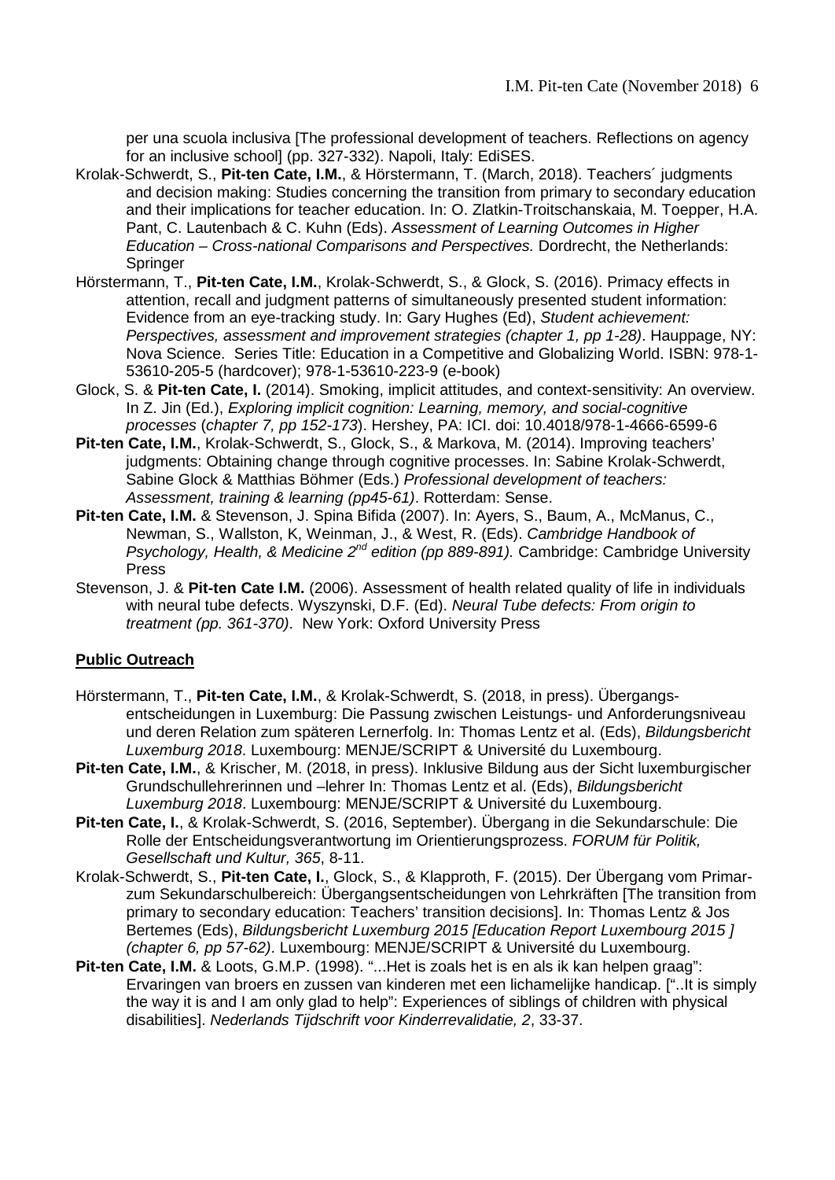per una scuola inclusiva [The professional development of teachers. Reflections on agency for an inclusive school] (pp. 327-332). Napoli, Italy: EdiSES.

Krolak-Schwerdt, S., **Pit-ten Cate, I.M.**, & Hörstermann, T. (March, 2018). Teachers´ judgments and decision making: Studies concerning the transition from primary to secondary education and their implications for teacher education. In: O. Zlatkin-Troitschanskaia, M. Toepper, H.A. Pant, C. Lautenbach & C. Kuhn (Eds). *Assessment of Learning Outcomes in Higher Education – Cross-national Comparisons and Perspectives.* Dordrecht, the Netherlands: Springer

Hörstermann, T., **Pit-ten Cate, I.M.**, Krolak-Schwerdt, S., & Glock, S. (2016). Primacy effects in attention, recall and judgment patterns of simultaneously presented student information: Evidence from an eye-tracking study. In: Gary Hughes (Ed), *Student achievement: Perspectives, assessment and improvement strategies (chapter 1, pp 1-28)*. Hauppage, NY: Nova Science. Series Title: Education in a Competitive and Globalizing World. ISBN: 978-1-53610-205-5 (hardcover); 978-1-53610-223-9 (e-book)

Glock, S. & **Pit-ten Cate, I.** (2014). Smoking, implicit attitudes, and context-sensitivity: An overview. In Z. Jin (Ed.), *Exploring implicit cognition: Learning, memory, and social-cognitive processes* (*chapter 7, pp 152-173*). Hershey, PA: ICI. doi: 10.4018/978-1-4666-6599-6

**Pit-ten Cate, I.M.**, Krolak-Schwerdt, S., Glock, S., & Markova, M. (2014). Improving teachers' judgments: Obtaining change through cognitive processes. In: Sabine Krolak-Schwerdt, Sabine Glock & Matthias Böhmer (Eds.) *Professional development of teachers: Assessment, training & learning (pp45-61)*. Rotterdam: Sense.

**Pit-ten Cate, I.M.** & Stevenson, J. Spina Bifida (2007). In: Ayers, S., Baum, A., McManus, C., Newman, S., Wallston, K, Weinman, J., & West, R. (Eds). *Cambridge Handbook of Psychology, Health, & Medicine 2nd edition (pp 889-891).* Cambridge: Cambridge University Press

Stevenson, J. & **Pit-ten Cate I.M.** (2006). Assessment of health related quality of life in individuals with neural tube defects. Wyszynski, D.F. (Ed). *Neural Tube defects: From origin to treatment (pp. 361-370)*. New York: Oxford University Press

## Public Outreach

Hörstermann, T., **Pit-ten Cate, I.M.**, & Krolak-Schwerdt, S. (2018, in press). Übergangs-entscheidungen in Luxemburg: Die Passung zwischen Leistungs- und Anforderungsniveau und deren Relation zum späteren Lernerfolg. In: Thomas Lentz et al. (Eds), *Bildungsbericht Luxemburg 2018*. Luxembourg: MENJE/SCRIPT & Université du Luxembourg.

**Pit-ten Cate, I.M.**, & Krischer, M. (2018, in press). Inklusive Bildung aus der Sicht luxemburgischer Grundschullehrerinnen und –lehrer In: Thomas Lentz et al. (Eds), *Bildungsbericht Luxemburg 2018*. Luxembourg: MENJE/SCRIPT & Université du Luxembourg.

**Pit-ten Cate, I.**, & Krolak-Schwerdt, S. (2016, September). Übergang in die Sekundarschule: Die Rolle der Entscheidungsverantwortung im Orientierungsprozess. *FORUM für Politik, Gesellschaft und Kultur, 365*, 8-11.

Krolak-Schwerdt, S., **Pit-ten Cate, I.**, Glock, S., & Klapproth, F. (2015). Der Übergang vom Primar-zum Sekundarschulbereich: Übergangsentscheidungen von Lehrkräften [The transition from primary to secondary education: Teachers' transition decisions]. In: Thomas Lentz & Jos Bertemes (Eds), *Bildungsbericht Luxemburg 2015 [Education Report Luxembourg 2015 ] (chapter 6, pp 57-62)*. Luxembourg: MENJE/SCRIPT & Université du Luxembourg.

**Pit-ten Cate, I.M.** & Loots, G.M.P. (1998). "...Het is zoals het is en als ik kan helpen graag": Ervaringen van broers en zussen van kinderen met een lichamelijke handicap. ["..It is simply the way it is and I am only glad to help": Experiences of siblings of children with physical disabilities]. *Nederlands Tijdschrift voor Kinderrevalidatie, 2*, 33-37.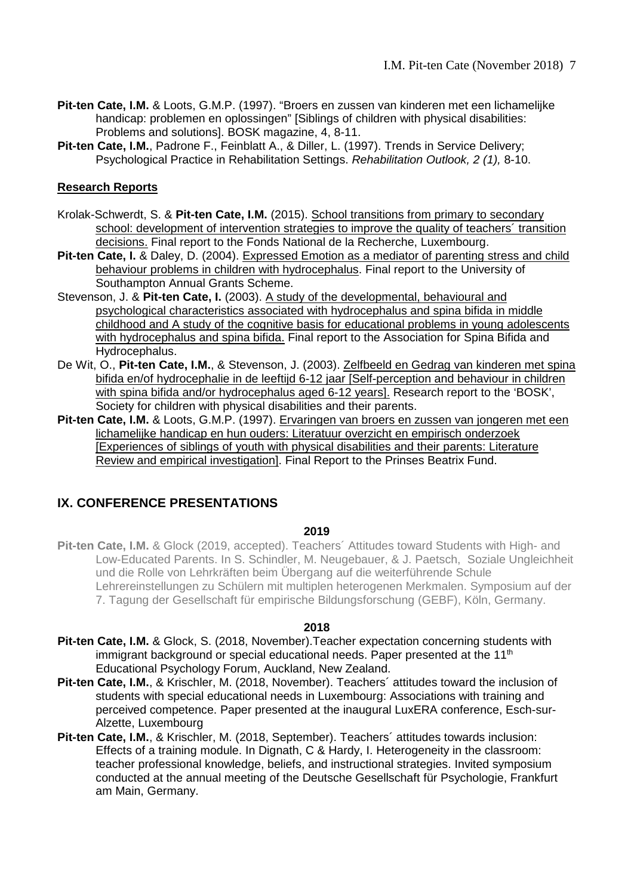**Pit-ten Cate, I.M.** & Loots, G.M.P. (1997). “Broers en zussen van kinderen met een lichamelijke handicap: problemen en oplossingen” [Siblings of children with physical disabilities: Problems and solutions]. BOSK magazine, 4, 8-11.

**Pit-ten Cate, I.M.**, Padrone F., Feinblatt A., & Diller, L. (1997). Trends in Service Delivery; Psychological Practice in Rehabilitation Settings. *Rehabilitation Outlook, 2 (1),* 8-10.

**Research Reports**

Krolak-Schwerdt, S. & **Pit-ten Cate, I.M.** (2015). School transitions from primary to secondary school: development of intervention strategies to improve the quality of teachers´ transition decisions. Final report to the Fonds National de la Recherche, Luxembourg.

**Pit-ten Cate, I.** & Daley, D. (2004). Expressed Emotion as a mediator of parenting stress and child behaviour problems in children with hydrocephalus. Final report to the University of Southampton Annual Grants Scheme.

Stevenson, J. & **Pit-ten Cate, I.** (2003). A study of the developmental, behavioural and psychological characteristics associated with hydrocephalus and spina bifida in middle childhood and A study of the cognitive basis for educational problems in young adolescents with hydrocephalus and spina bifida. Final report to the Association for Spina Bifida and Hydrocephalus.

De Wit, O., **Pit-ten Cate, I.M.**, & Stevenson, J. (2003). Zelfbeeld en Gedrag van kinderen met spina bifida en/of hydrocephalie in de leeftijd 6-12 jaar [Self-perception and behaviour in children with spina bifida and/or hydrocephalus aged 6-12 years]. Research report to the ‘BOSK’, Society for children with physical disabilities and their parents.

**Pit-ten Cate, I.M.** & Loots, G.M.P. (1997). Ervaringen van broers en zussen van jongeren met een lichamelijke handicap en hun ouders: Literatuur overzicht en empirisch onderzoek [Experiences of siblings of youth with physical disabilities and their parents: Literature Review and empirical investigation]. Final Report to the Prinses Beatrix Fund.

## IX. CONFERENCE PRESENTATIONS

**2019**

**Pit-ten Cate, I.M.** & Glock (2019, accepted). Teachers´ Attitudes toward Students with High- and Low-Educated Parents. In S. Schindler, M. Neugebauer, & J. Paetsch, Soziale Ungleichheit und die Rolle von Lehrkräften beim Übergang auf die weiterführende Schule Lehrereinstellungen zu Schülern mit multiplen heterogenen Merkmalen. Symposium auf der 7. Tagung der Gesellschaft für empirische Bildungsforschung (GEBF), Köln, Germany.

**2018**

**Pit-ten Cate, I.M.** & Glock, S. (2018, November).Teacher expectation concerning students with immigrant background or special educational needs. Paper presented at the 11th Educational Psychology Forum, Auckland, New Zealand.

**Pit-ten Cate, I.M.**, & Krischler, M. (2018, November). Teachers´ attitudes toward the inclusion of students with special educational needs in Luxembourg: Associations with training and perceived competence. Paper presented at the inaugural LuxERA conference, Esch-sur-Alzette, Luxembourg

**Pit-ten Cate, I.M.**, & Krischler, M. (2018, September). Teachers´ attitudes towards inclusion: Effects of a training module. In Dignath, C & Hardy, I. Heterogeneity in the classroom: teacher professional knowledge, beliefs, and instructional strategies. Invited symposium conducted at the annual meeting of the Deutsche Gesellschaft für Psychologie, Frankfurt am Main, Germany.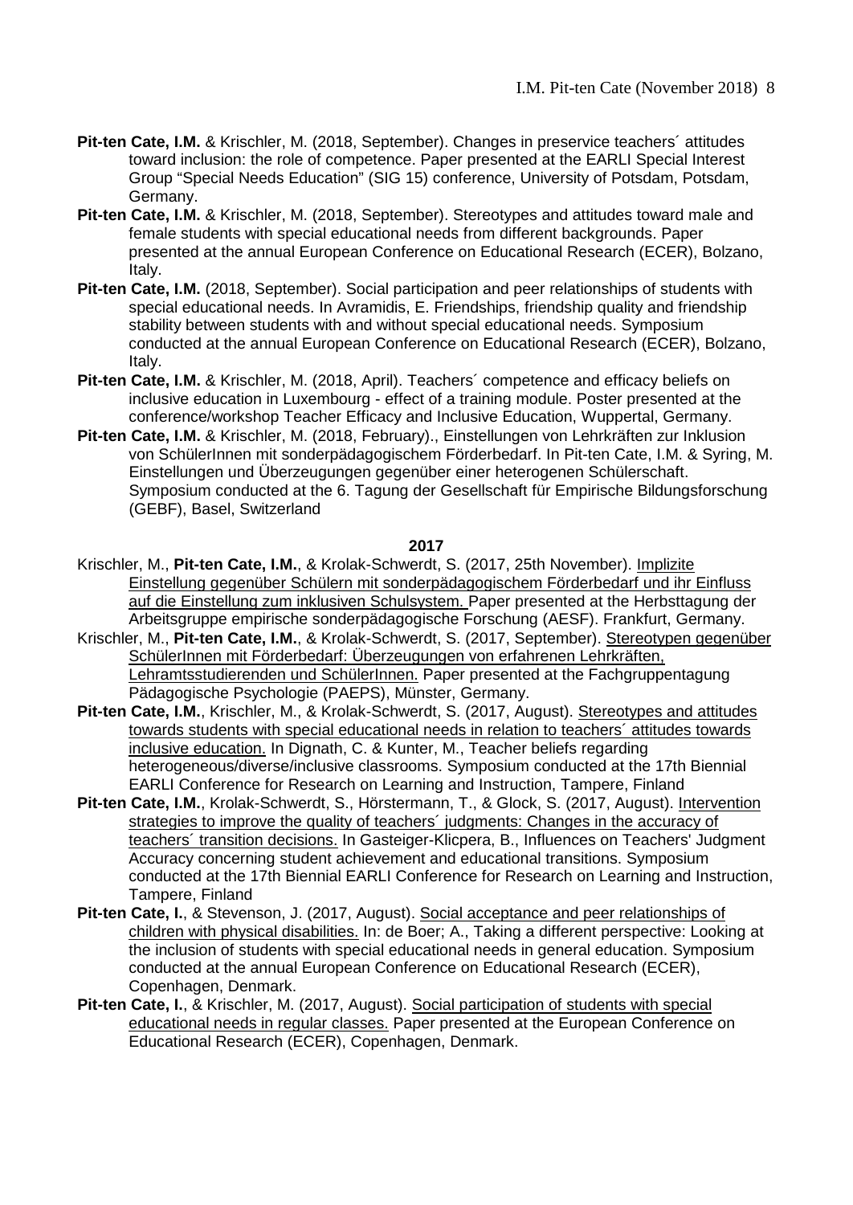**Pit-ten Cate, I.M.** & Krischler, M. (2018, September). Changes in preservice teachers´ attitudes toward inclusion: the role of competence. Paper presented at the EARLI Special Interest Group "Special Needs Education" (SIG 15) conference, University of Potsdam, Potsdam, Germany.

**Pit-ten Cate, I.M.** & Krischler, M. (2018, September). Stereotypes and attitudes toward male and female students with special educational needs from different backgrounds. Paper presented at the annual European Conference on Educational Research (ECER), Bolzano, Italy.

**Pit-ten Cate, I.M.** (2018, September). Social participation and peer relationships of students with special educational needs. In Avramidis, E. Friendships, friendship quality and friendship stability between students with and without special educational needs. Symposium conducted at the annual European Conference on Educational Research (ECER), Bolzano, Italy.

**Pit-ten Cate, I.M.** & Krischler, M. (2018, April). Teachers´ competence and efficacy beliefs on inclusive education in Luxembourg - effect of a training module. Poster presented at the conference/workshop Teacher Efficacy and Inclusive Education, Wuppertal, Germany.

**Pit-ten Cate, I.M.** & Krischler, M. (2018, February)., Einstellungen von Lehrkräften zur Inklusion von SchülerInnen mit sonderpädagogischem Förderbedarf. In Pit-ten Cate, I.M. & Syring, M. Einstellungen und Überzeugungen gegenüber einer heterogenen Schülerschaft. Symposium conducted at the 6. Tagung der Gesellschaft für Empirische Bildungsforschung (GEBF), Basel, Switzerland

**2017**

Krischler, M., **Pit-ten Cate, I.M.**, & Krolak-Schwerdt, S. (2017, 25th November). Implizite Einstellung gegenüber Schülern mit sonderpädagogischem Förderbedarf und ihr Einfluss auf die Einstellung zum inklusiven Schulsystem. Paper presented at the Herbsttagung der Arbeitsgruppe empirische sonderpädagogische Forschung (AESF). Frankfurt, Germany.

Krischler, M., **Pit-ten Cate, I.M.**, & Krolak-Schwerdt, S. (2017, September). Stereotypen gegenüber SchülerInnen mit Förderbedarf: Überzeugungen von erfahrenen Lehrkräften, Lehramtsstudierenden und SchülerInnen. Paper presented at the Fachgruppentagung Pädagogische Psychologie (PAEPS), Münster, Germany.

**Pit-ten Cate, I.M.**, Krischler, M., & Krolak-Schwerdt, S. (2017, August). Stereotypes and attitudes towards students with special educational needs in relation to teachers´ attitudes towards inclusive education. In Dignath, C. & Kunter, M., Teacher beliefs regarding heterogeneous/diverse/inclusive classrooms. Symposium conducted at the 17th Biennial EARLI Conference for Research on Learning and Instruction, Tampere, Finland

**Pit-ten Cate, I.M.**, Krolak-Schwerdt, S., Hörstermann, T., & Glock, S. (2017, August). Intervention strategies to improve the quality of teachers´ judgments: Changes in the accuracy of teachers´ transition decisions. In Gasteiger-Klicpera, B., Influences on Teachers' Judgment Accuracy concerning student achievement and educational transitions. Symposium conducted at the 17th Biennial EARLI Conference for Research on Learning and Instruction, Tampere, Finland

**Pit-ten Cate, I.**, & Stevenson, J. (2017, August). Social acceptance and peer relationships of children with physical disabilities. In: de Boer; A., Taking a different perspective: Looking at the inclusion of students with special educational needs in general education. Symposium conducted at the annual European Conference on Educational Research (ECER), Copenhagen, Denmark.

**Pit-ten Cate, I.**, & Krischler, M. (2017, August). Social participation of students with special educational needs in regular classes. Paper presented at the European Conference on Educational Research (ECER), Copenhagen, Denmark.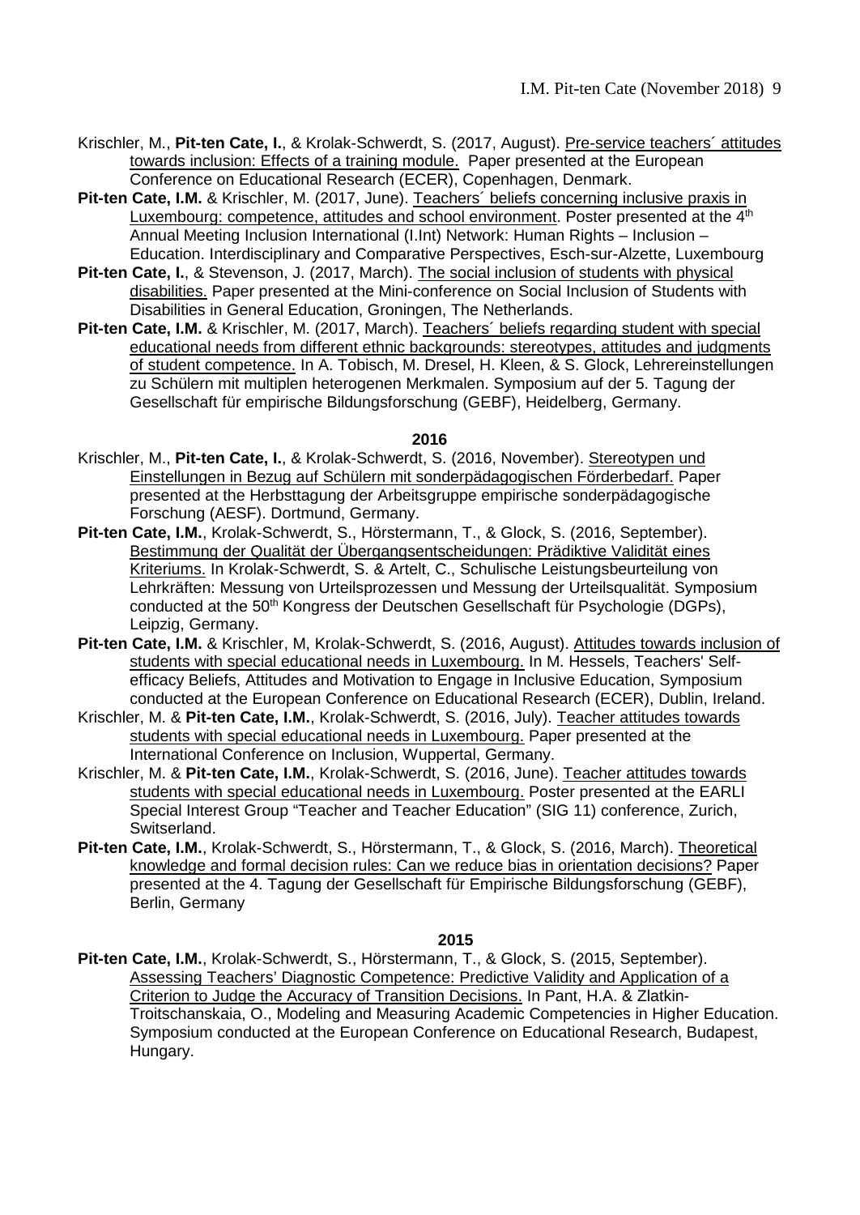Krischler, M., **Pit-ten Cate, I.**, & Krolak-Schwerdt, S. (2017, August). <u>Pre-service teachers´ attitudes towards inclusion: Effects of a training module.</u> Paper presented at the European Conference on Educational Research (ECER), Copenhagen, Denmark.

**Pit-ten Cate, I.M.** & Krischler, M. (2017, June). <u>Teachers´ beliefs concerning inclusive praxis in Luxembourg: competence, attitudes and school environment</u>. Poster presented at the 4th Annual Meeting Inclusion International (I.Int) Network: Human Rights – Inclusion – Education. Interdisciplinary and Comparative Perspectives, Esch-sur-Alzette, Luxembourg

**Pit-ten Cate, I.**, & Stevenson, J. (2017, March). <u>The social inclusion of students with physical disabilities.</u> Paper presented at the Mini-conference on Social Inclusion of Students with Disabilities in General Education, Groningen, The Netherlands.

**Pit-ten Cate, I.M.** & Krischler, M. (2017, March). <u>Teachers´ beliefs regarding student with special educational needs from different ethnic backgrounds: stereotypes, attitudes and judgments of student competence.</u> In A. Tobisch, M. Dresel, H. Kleen, & S. Glock, Lehrereinstellungen zu Schülern mit multiplen heterogenen Merkmalen. Symposium auf der 5. Tagung der Gesellschaft für empirische Bildungsforschung (GEBF), Heidelberg, Germany.

**2016**

Krischler, M., **Pit-ten Cate, I.**, & Krolak-Schwerdt, S. (2016, November). <u>Stereotypen und Einstellungen in Bezug auf Schülern mit sonderpädagogischen Förderbedarf.</u> Paper presented at the Herbsttagung der Arbeitsgruppe empirische sonderpädagogische Forschung (AESF). Dortmund, Germany.

**Pit-ten Cate, I.M.**, Krolak-Schwerdt, S., Hörstermann, T., & Glock, S. (2016, September). <u>Bestimmung der Qualität der Übergangsentscheidungen: Prädiktive Validität eines Kriteriums.</u> In Krolak-Schwerdt, S. & Artelt, C., Schulische Leistungsbeurteilung von Lehrkräften: Messung von Urteilsprozessen und Messung der Urteilsqualität. Symposium conducted at the 50th Kongress der Deutschen Gesellschaft für Psychologie (DGPs), Leipzig, Germany.

**Pit-ten Cate, I.M.** & Krischler, M, Krolak-Schwerdt, S. (2016, August). <u>Attitudes towards inclusion of students with special educational needs in Luxembourg.</u> In M. Hessels, Teachers' Self-efficacy Beliefs, Attitudes and Motivation to Engage in Inclusive Education, Symposium conducted at the European Conference on Educational Research (ECER), Dublin, Ireland.

Krischler, M. & **Pit-ten Cate, I.M.**, Krolak-Schwerdt, S. (2016, July). <u>Teacher attitudes towards students with special educational needs in Luxembourg.</u> Paper presented at the International Conference on Inclusion, Wuppertal, Germany.

Krischler, M. & **Pit-ten Cate, I.M.**, Krolak-Schwerdt, S. (2016, June). <u>Teacher attitudes towards students with special educational needs in Luxembourg.</u> Poster presented at the EARLI Special Interest Group "Teacher and Teacher Education" (SIG 11) conference, Zurich, Switzerland.

**Pit-ten Cate, I.M.**, Krolak-Schwerdt, S., Hörstermann, T., & Glock, S. (2016, March). <u>Theoretical knowledge and formal decision rules: Can we reduce bias in orientation decisions?</u> Paper presented at the 4. Tagung der Gesellschaft für Empirische Bildungsforschung (GEBF), Berlin, Germany

**2015**

**Pit-ten Cate, I.M.**, Krolak-Schwerdt, S., Hörstermann, T., & Glock, S. (2015, September). <u>Assessing Teachers' Diagnostic Competence: Predictive Validity and Application of a Criterion to Judge the Accuracy of Transition Decisions.</u> In Pant, H.A. & Zlatkin-Troitschanskaia, O., Modeling and Measuring Academic Competencies in Higher Education. Symposium conducted at the European Conference on Educational Research, Budapest, Hungary.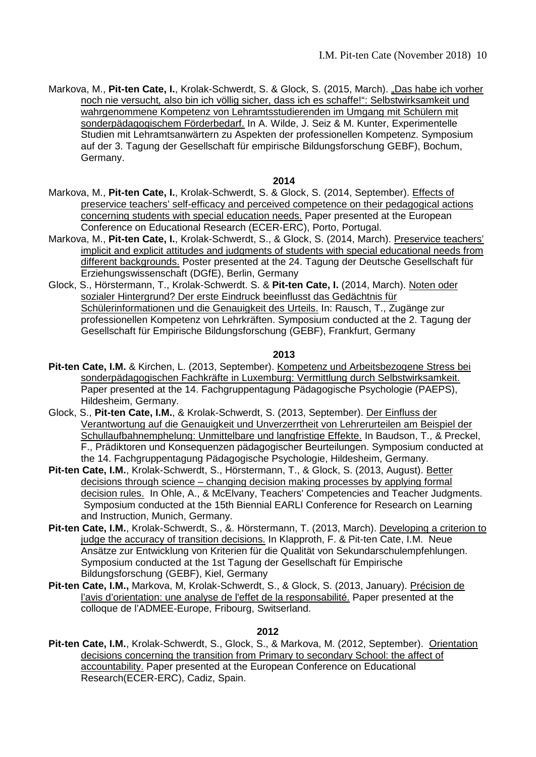Markova, M., **Pit-ten Cate, I.**, Krolak-Schwerdt, S. & Glock, S. (2015, March). „Das habe ich vorher noch nie versucht, also bin ich völlig sicher, dass ich es schaffe!“: Selbstwirksamkeit und wahrgenommene Kompetenz von Lehramtsstudierenden im Umgang mit Schülern mit sonderpädagogischem Förderbedarf. In A. Wilde, J. Seiz & M. Kunter, Experimentelle Studien mit Lehramtsanwärtern zu Aspekten der professionellen Kompetenz. Symposium auf der 3. Tagung der Gesellschaft für empirische Bildungsforschung GEBF), Bochum, Germany.

**2014**

Markova, M., **Pit-ten Cate, I.**, Krolak-Schwerdt, S. & Glock, S. (2014, September). Effects of preservice teachers' self-efficacy and perceived competence on their pedagogical actions concerning students with special education needs. Paper presented at the European Conference on Educational Research (ECER-ERC), Porto, Portugal.

Markova, M., **Pit-ten Cate, I.**, Krolak-Schwerdt, S., & Glock, S. (2014, March). Preservice teachers' implicit and explicit attitudes and judgments of students with special educational needs from different backgrounds. Poster presented at the 24. Tagung der Deutsche Gesellschaft für Erziehungswissenschaft (DGfE), Berlin, Germany

Glock, S., Hörstermann, T., Krolak-Schwerdt. S. & **Pit-ten Cate, I.** (2014, March). Noten oder sozialer Hintergrund? Der erste Eindruck beeinflusst das Gedächtnis für Schülerinformationen und die Genauigkeit des Urteils. In: Rausch, T., Zugänge zur professionellen Kompetenz von Lehrkräften. Symposium conducted at the 2. Tagung der Gesellschaft für Empirische Bildungsforschung (GEBF), Frankfurt, Germany

**2013**

**Pit-ten Cate, I.M.** & Kirchen, L. (2013, September). Kompetenz und Arbeitsbezogene Stress bei sonderpädagogischen Fachkräfte in Luxemburg: Vermittlung durch Selbstwirksamkeit. Paper presented at the 14. Fachgruppentagung Pädagogische Psychologie (PAEPS), Hildesheim, Germany.

Glock, S., **Pit-ten Cate, I.M.**, & Krolak-Schwerdt, S. (2013, September). Der Einfluss der Verantwortung auf die Genauigkeit und Unverzerrtheit von Lehrerurteilen am Beispiel der Schullaufbahnemphelung: Unmittelbare und langfristige Effekte. In Baudson, T., & Preckel, F., Prädiktoren und Konsequenzen pädagogischer Beurteilungen. Symposium conducted at the 14. Fachgruppentagung Pädagogische Psychologie, Hildesheim, Germany.

**Pit-ten Cate, I.M.**, Krolak-Schwerdt, S., Hörstermann, T., & Glock, S. (2013, August). Better decisions through science – changing decision making processes by applying formal decision rules. In Ohle, A., & McElvany, Teachers' Competencies and Teacher Judgments. Symposium conducted at the 15th Biennial EARLI Conference for Research on Learning and Instruction, Munich, Germany.

**Pit-ten Cate, I.M.**, Krolak-Schwerdt, S., &. Hörstermann, T. (2013, March). Developing a criterion to judge the accuracy of transition decisions. In Klapproth, F. & Pit-ten Cate, I.M. Neue Ansätze zur Entwicklung von Kriterien für die Qualität von Sekundarschulempfehlungen. Symposium conducted at the 1st Tagung der Gesellschaft für Empirische Bildungsforschung (GEBF), Kiel, Germany

**Pit-ten Cate, I.M.,** Markova, M, Krolak-Schwerdt, S., & Glock, S. (2013, January). Précision de l'avis d'orientation: une analyse de l'effet de la responsabilité. Paper presented at the colloque de l'ADMEE-Europe, Fribourg, Switzerland.

**2012**

**Pit-ten Cate, I.M.**, Krolak-Schwerdt, S., Glock, S., & Markova, M. (2012, September). Orientation decisions concerning the transition from Primary to secondary School: the affect of accountability. Paper presented at the European Conference on Educational Research(ECER-ERC), Cadiz, Spain.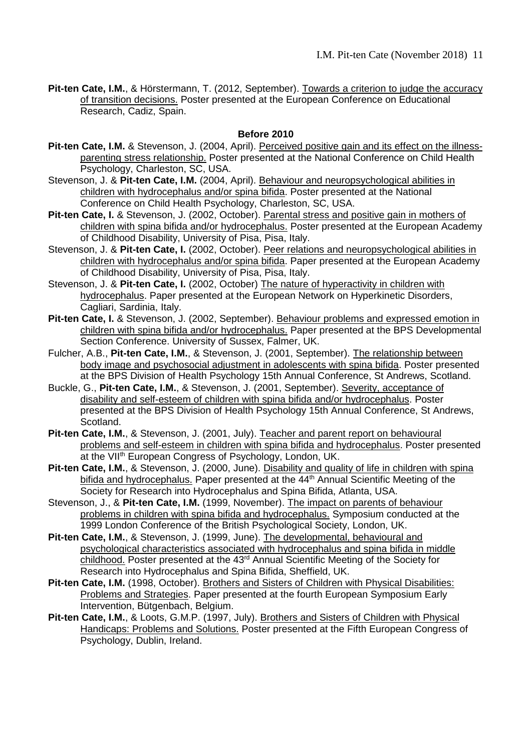**Pit-ten Cate, I.M.**, & Hörstermann, T. (2012, September). Towards a criterion to judge the accuracy of transition decisions. Poster presented at the European Conference on Educational Research, Cadiz, Spain.

**Before 2010**

**Pit-ten Cate, I.M.** & Stevenson, J. (2004, April). Perceived positive gain and its effect on the illness-parenting stress relationship. Poster presented at the National Conference on Child Health Psychology, Charleston, SC, USA.

Stevenson, J. & **Pit-ten Cate, I.M.** (2004, April). Behaviour and neuropsychological abilities in children with hydrocephalus and/or spina bifida. Poster presented at the National Conference on Child Health Psychology, Charleston, SC, USA.

**Pit-ten Cate, I.** & Stevenson, J. (2002, October). Parental stress and positive gain in mothers of children with spina bifida and/or hydrocephalus. Poster presented at the European Academy of Childhood Disability, University of Pisa, Pisa, Italy.

Stevenson, J. & **Pit-ten Cate, I.** (2002, October). Peer relations and neuropsychological abilities in children with hydrocephalus and/or spina bifida. Paper presented at the European Academy of Childhood Disability, University of Pisa, Pisa, Italy.

Stevenson, J. & **Pit-ten Cate, I.** (2002, October) The nature of hyperactivity in children with hydrocephalus. Paper presented at the European Network on Hyperkinetic Disorders, Cagliari, Sardinia, Italy.

**Pit-ten Cate, I.** & Stevenson, J. (2002, September). Behaviour problems and expressed emotion in children with spina bifida and/or hydrocephalus. Paper presented at the BPS Developmental Section Conference. University of Sussex, Falmer, UK.

Fulcher, A.B., **Pit-ten Cate, I.M.**, & Stevenson, J. (2001, September). The relationship between body image and psychosocial adjustment in adolescents with spina bifida. Poster presented at the BPS Division of Health Psychology 15th Annual Conference, St Andrews, Scotland.

Buckle, G., **Pit-ten Cate, I.M.**, & Stevenson, J. (2001, September). Severity, acceptance of disability and self-esteem of children with spina bifida and/or hydrocephalus. Poster presented at the BPS Division of Health Psychology 15th Annual Conference, St Andrews, Scotland.

**Pit-ten Cate, I.M.**, & Stevenson, J. (2001, July). Teacher and parent report on behavioural problems and self-esteem in children with spina bifida and hydrocephalus. Poster presented at the VII[th] European Congress of Psychology, London, UK.

**Pit-ten Cate, I.M.**, & Stevenson, J. (2000, June). Disability and quality of life in children with spina bifida and hydrocephalus. Paper presented at the 44[th] Annual Scientific Meeting of the Society for Research into Hydrocephalus and Spina Bifida, Atlanta, USA.

Stevenson, J., & **Pit-ten Cate, I.M.** (1999, November). The impact on parents of behaviour problems in children with spina bifida and hydrocephalus. Symposium conducted at the 1999 London Conference of the British Psychological Society, London, UK.

**Pit-ten Cate, I.M.**, & Stevenson, J. (1999, June). The developmental, behavioural and psychological characteristics associated with hydrocephalus and spina bifida in middle childhood. Poster presented at the 43[rd] Annual Scientific Meeting of the Society for Research into Hydrocephalus and Spina Bifida, Sheffield, UK.

**Pit-ten Cate, I.M.** (1998, October). Brothers and Sisters of Children with Physical Disabilities: Problems and Strategies. Paper presented at the fourth European Symposium Early Intervention, Bütgenbach, Belgium.

**Pit-ten Cate, I.M.**, & Loots, G.M.P. (1997, July). Brothers and Sisters of Children with Physical Handicaps: Problems and Solutions. Poster presented at the Fifth European Congress of Psychology, Dublin, Ireland.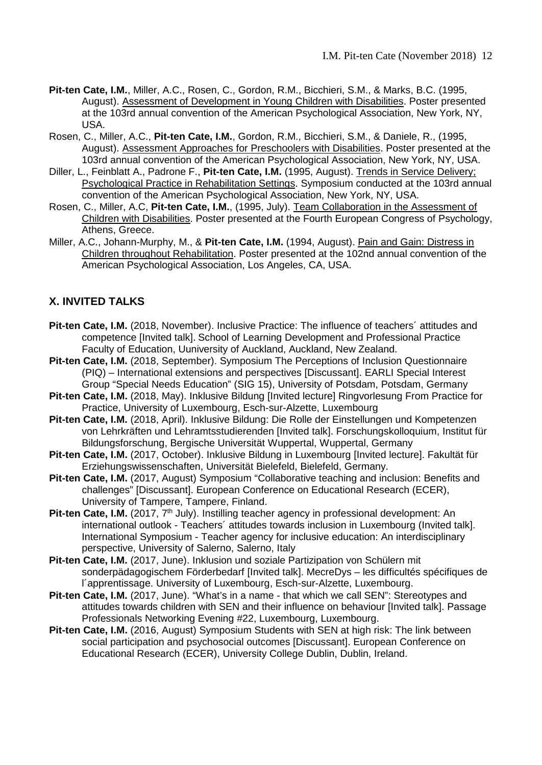**Pit-ten Cate, I.M.**, Miller, A.C., Rosen, C., Gordon, R.M., Bicchieri, S.M., & Marks, B.C. (1995, August). Assessment of Development in Young Children with Disabilities. Poster presented at the 103rd annual convention of the American Psychological Association, New York, NY, USA.

Rosen, C., Miller, A.C., **Pit-ten Cate, I.M.**, Gordon, R.M., Bicchieri, S.M., & Daniele, R., (1995, August). Assessment Approaches for Preschoolers with Disabilities. Poster presented at the 103rd annual convention of the American Psychological Association, New York, NY, USA.

Diller, L., Feinblatt A., Padrone F., **Pit-ten Cate, I.M.** (1995, August). Trends in Service Delivery; Psychological Practice in Rehabilitation Settings. Symposium conducted at the 103rd annual convention of the American Psychological Association, New York, NY, USA.

Rosen, C., Miller, A.C, **Pit-ten Cate, I.M.**, (1995, July). Team Collaboration in the Assessment of Children with Disabilities. Poster presented at the Fourth European Congress of Psychology, Athens, Greece.

Miller, A.C., Johann-Murphy, M., & **Pit-ten Cate, I.M.** (1994, August). Pain and Gain: Distress in Children throughout Rehabilitation. Poster presented at the 102nd annual convention of the American Psychological Association, Los Angeles, CA, USA.

## X. INVITED TALKS

**Pit-ten Cate, I.M.** (2018, November). Inclusive Practice: The influence of teachers´ attitudes and competence [Invited talk]. School of Learning Development and Professional Practice Faculty of Education, Uuniversity of Auckland, Auckland, New Zealand.

**Pit-ten Cate, I.M.** (2018, September). Symposium The Perceptions of Inclusion Questionnaire (PIQ) – International extensions and perspectives [Discussant]. EARLI Special Interest Group "Special Needs Education" (SIG 15), University of Potsdam, Potsdam, Germany

**Pit-ten Cate, I.M.** (2018, May). Inklusive Bildung [Invited lecture] Ringvorlesung From Practice for Practice, University of Luxembourg, Esch-sur-Alzette, Luxembourg

**Pit-ten Cate, I.M.** (2018, April). Inklusive Bildung: Die Rolle der Einstellungen und Kompetenzen von Lehrkräften und Lehramtsstudierenden [Invited talk]. Forschungskolloquium, Institut für Bildungsforschung, Bergische Universität Wuppertal, Wuppertal, Germany

**Pit-ten Cate, I.M.** (2017, October). Inklusive Bildung in Luxembourg [Invited lecture]. Fakultät für Erziehungswissenschaften, Universität Bielefeld, Bielefeld, Germany.

**Pit-ten Cate, I.M.** (2017, August) Symposium "Collaborative teaching and inclusion: Benefits and challenges" [Discussant]. European Conference on Educational Research (ECER), University of Tampere, Tampere, Finland.

**Pit-ten Cate, I.M.** (2017, 7th July). Instilling teacher agency in professional development: An international outlook - Teachers´ attitudes towards inclusion in Luxembourg (Invited talk]. International Symposium - Teacher agency for inclusive education: An interdisciplinary perspective, University of Salerno, Salerno, Italy

**Pit-ten Cate, I.M.** (2017, June). Inklusion und soziale Partizipation von Schülern mit sonderpädagogischem Förderbedarf [Invited talk]. MecreDys – les difficultés spécifiques de l´apprentissage. University of Luxembourg, Esch-sur-Alzette, Luxembourg.

**Pit-ten Cate, I.M.** (2017, June). "What's in a name - that which we call SEN": Stereotypes and attitudes towards children with SEN and their influence on behaviour [Invited talk]. Passage Professionals Networking Evening #22, Luxembourg, Luxembourg.

**Pit-ten Cate, I.M.** (2016, August) Symposium Students with SEN at high risk: The link between social participation and psychosocial outcomes [Discussant]. European Conference on Educational Research (ECER), University College Dublin, Dublin, Ireland.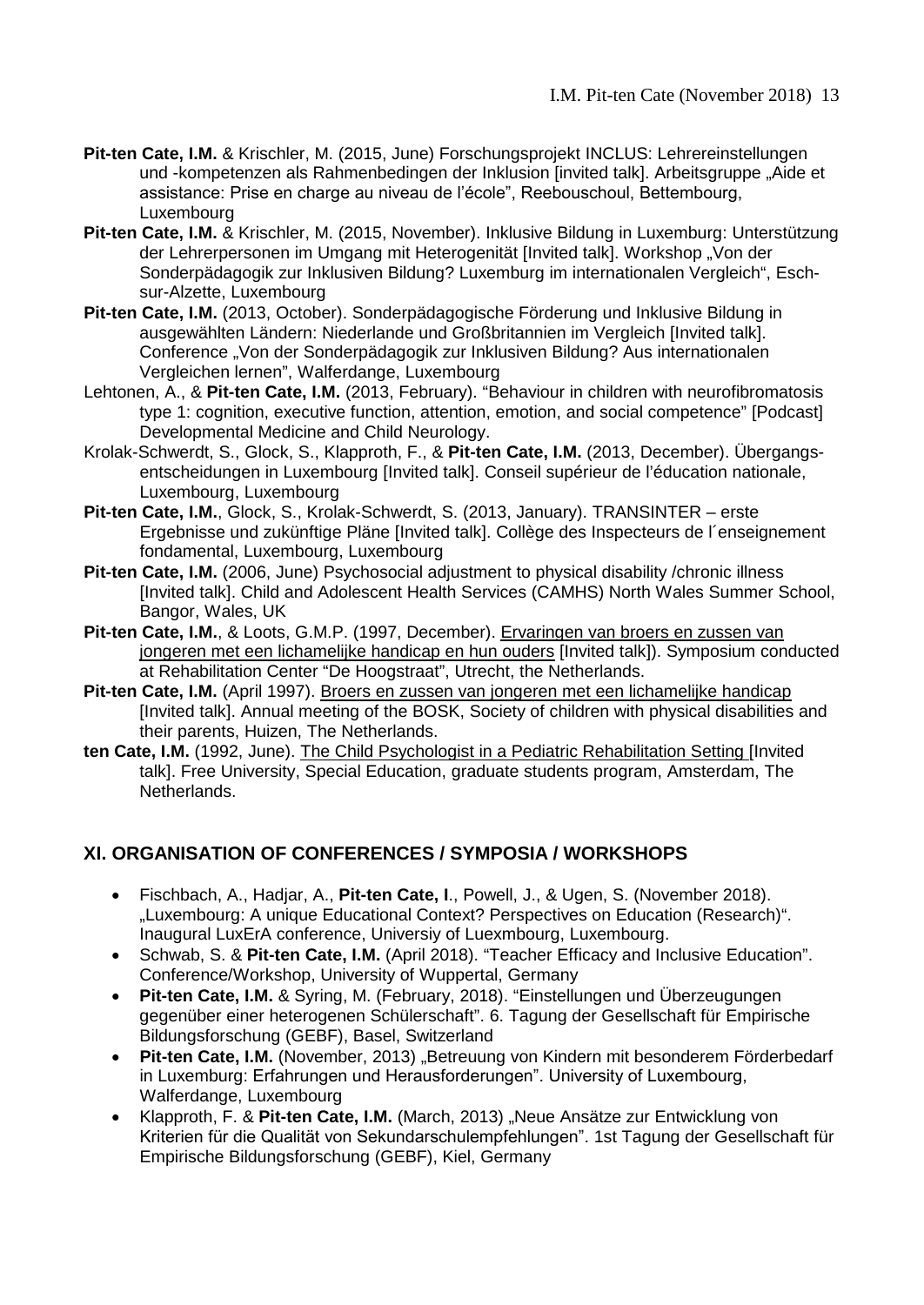**Pit-ten Cate, I.M.** & Krischler, M. (2015, June) Forschungsprojekt INCLUS: Lehrereinstellungen und -kompetenzen als Rahmenbedingen der Inklusion [invited talk]. Arbeitsgruppe „Aide et assistance: Prise en charge au niveau de l'école", Reebouschoul, Bettembourg, Luxembourg

**Pit-ten Cate, I.M.** & Krischler, M. (2015, November). Inklusive Bildung in Luxemburg: Unterstützung der Lehrerpersonen im Umgang mit Heterogenität [Invited talk]. Workshop „Von der Sonderpädagogik zur Inklusiven Bildung? Luxemburg im internationalen Vergleich", Esch-sur-Alzette, Luxembourg

**Pit-ten Cate, I.M.** (2013, October). Sonderpädagogische Förderung und Inklusive Bildung in ausgewählten Ländern: Niederlande und Großbritannien im Vergleich [Invited talk]. Conference „Von der Sonderpädagogik zur Inklusiven Bildung? Aus internationalen Vergleichen lernen", Walferdange, Luxembourg

Lehtonen, A., & **Pit-ten Cate, I.M.** (2013, February). "Behaviour in children with neurofibromatosis type 1: cognition, executive function, attention, emotion, and social competence" [Podcast] Developmental Medicine and Child Neurology.

Krolak-Schwerdt, S., Glock, S., Klapproth, F., & **Pit-ten Cate, I.M.** (2013, December). Übergangs-entscheidungen in Luxembourg [Invited talk]. Conseil supérieur de l'éducation nationale, Luxembourg, Luxembourg

**Pit-ten Cate, I.M.**, Glock, S., Krolak-Schwerdt, S. (2013, January). TRANSINTER – erste Ergebnisse und zukünftige Pläne [Invited talk]. Collège des Inspecteurs de l´enseignement fondamental, Luxembourg, Luxembourg

**Pit-ten Cate, I.M.** (2006, June) Psychosocial adjustment to physical disability /chronic illness [Invited talk]. Child and Adolescent Health Services (CAMHS) North Wales Summer School, Bangor, Wales, UK

**Pit-ten Cate, I.M.**, & Loots, G.M.P. (1997, December). Ervaringen van broers en zussen van jongeren met een lichamelijke handicap en hun ouders [Invited talk]). Symposium conducted at Rehabilitation Center "De Hoogstraat", Utrecht, the Netherlands.

**Pit-ten Cate, I.M.** (April 1997). Broers en zussen van jongeren met een lichamelijke handicap [Invited talk]. Annual meeting of the BOSK, Society of children with physical disabilities and their parents, Huizen, The Netherlands.

**ten Cate, I.M.** (1992, June). The Child Psychologist in a Pediatric Rehabilitation Setting [Invited talk]. Free University, Special Education, graduate students program, Amsterdam, The Netherlands.

## XI. ORGANISATION OF CONFERENCES / SYMPOSIA / WORKSHOPS

- Fischbach, A., Hadjar, A., **Pit-ten Cate, I**., Powell, J., & Ugen, S. (November 2018). „Luxembourg: A unique Educational Context? Perspectives on Education (Research)". Inaugural LuxErA conference, Universiy of Luexmbourg, Luxembourg.
- Schwab, S. & **Pit-ten Cate, I.M.** (April 2018). "Teacher Efficacy and Inclusive Education". Conference/Workshop, University of Wuppertal, Germany
- **Pit-ten Cate, I.M.** & Syring, M. (February, 2018). "Einstellungen und Überzeugungen gegenüber einer heterogenen Schülerschaft". 6. Tagung der Gesellschaft für Empirische Bildungsforschung (GEBF), Basel, Switzerland
- **Pit-ten Cate, I.M.** (November, 2013) „Betreuung von Kindern mit besonderem Förderbedarf in Luxemburg: Erfahrungen und Herausforderungen". University of Luxembourg, Walferdange, Luxembourg
- Klapproth, F. & **Pit-ten Cate, I.M.** (March, 2013) „Neue Ansätze zur Entwicklung von Kriterien für die Qualität von Sekundarschulempfehlungen". 1st Tagung der Gesellschaft für Empirische Bildungsforschung (GEBF), Kiel, Germany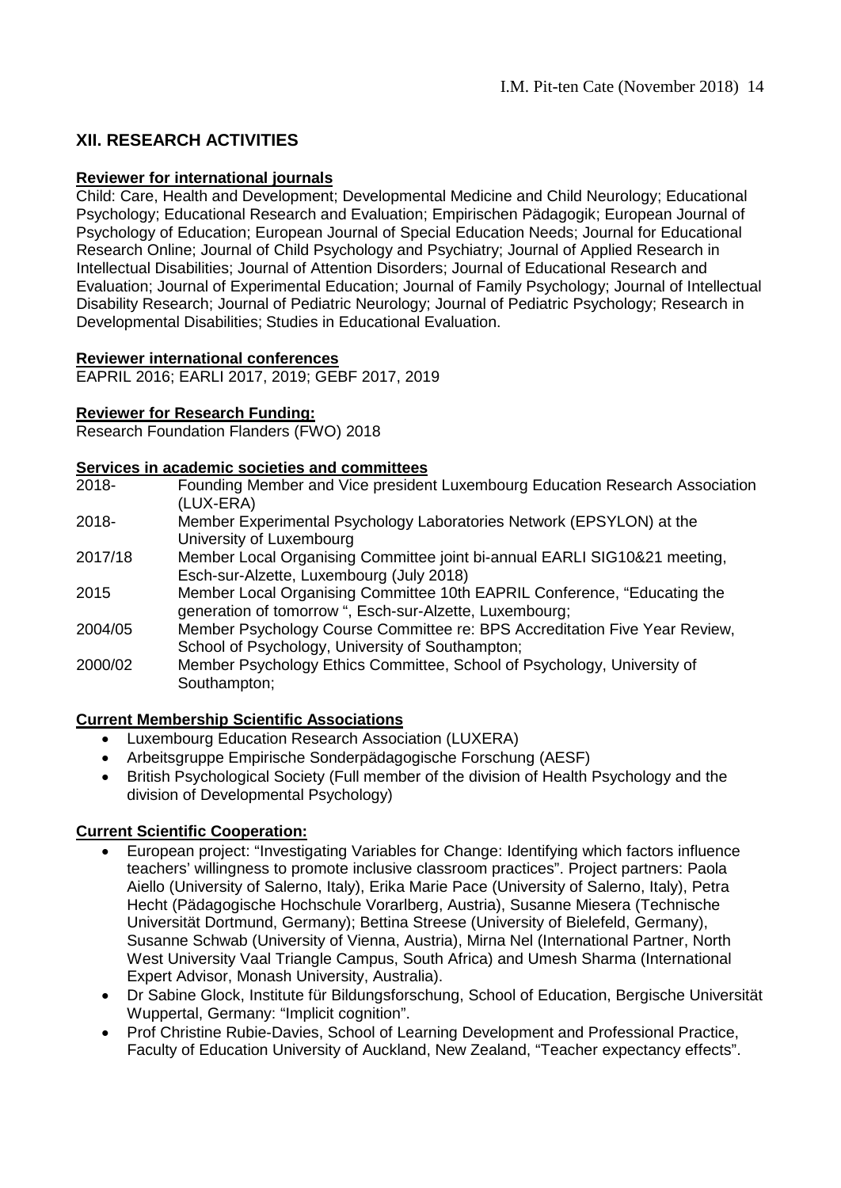## XII. RESEARCH ACTIVITIES

**Reviewer for international journals**

Child: Care, Health and Development; Developmental Medicine and Child Neurology; Educational Psychology; Educational Research and Evaluation; Empirischen Pädagogik; European Journal of Psychology of Education; European Journal of Special Education Needs; Journal for Educational Research Online; Journal of Child Psychology and Psychiatry; Journal of Applied Research in Intellectual Disabilities; Journal of Attention Disorders; Journal of Educational Research and Evaluation; Journal of Experimental Education; Journal of Family Psychology; Journal of Intellectual Disability Research; Journal of Pediatric Neurology; Journal of Pediatric Psychology; Research in Developmental Disabilities; Studies in Educational Evaluation.

**Reviewer international conferences**

EAPRIL 2016; EARLI 2017, 2019; GEBF 2017, 2019

**Reviewer for Research Funding:**

Research Foundation Flanders (FWO) 2018

**Services in academic societies and committees**

| | |
|---|---|
| 2018- | Founding Member and Vice president Luxembourg Education Research Association (LUX-ERA) |
| 2018- | Member Experimental Psychology Laboratories Network (EPSYLON) at the University of Luxembourg |
| 2017/18 | Member Local Organising Committee joint bi-annual EARLI SIG10&21 meeting, Esch-sur-Alzette, Luxembourg (July 2018) |
| 2015 | Member Local Organising Committee 10th EAPRIL Conference, "Educating the generation of tomorrow ", Esch-sur-Alzette, Luxembourg; |
| 2004/05 | Member Psychology Course Committee re: BPS Accreditation Five Year Review, School of Psychology, University of Southampton; |
| 2000/02 | Member Psychology Ethics Committee, School of Psychology, University of Southampton; |

**Current Membership Scientific Associations**

- Luxembourg Education Research Association (LUXERA)
- Arbeitsgruppe Empirische Sonderpädagogische Forschung (AESF)
- British Psychological Society (Full member of the division of Health Psychology and the division of Developmental Psychology)

**Current Scientific Cooperation:**

- European project: "Investigating Variables for Change: Identifying which factors influence teachers' willingness to promote inclusive classroom practices". Project partners: Paola Aiello (University of Salerno, Italy), Erika Marie Pace (University of Salerno, Italy), Petra Hecht (Pädagogische Hochschule Vorarlberg, Austria), Susanne Miesera (Technische Universität Dortmund, Germany); Bettina Streese (University of Bielefeld, Germany), Susanne Schwab (University of Vienna, Austria), Mirna Nel (International Partner, North West University Vaal Triangle Campus, South Africa) and Umesh Sharma (International Expert Advisor, Monash University, Australia).
- Dr Sabine Glock, Institute für Bildungsforschung, School of Education, Bergische Universität Wuppertal, Germany: "Implicit cognition".
- Prof Christine Rubie-Davies, School of Learning Development and Professional Practice, Faculty of Education University of Auckland, New Zealand, "Teacher expectancy effects".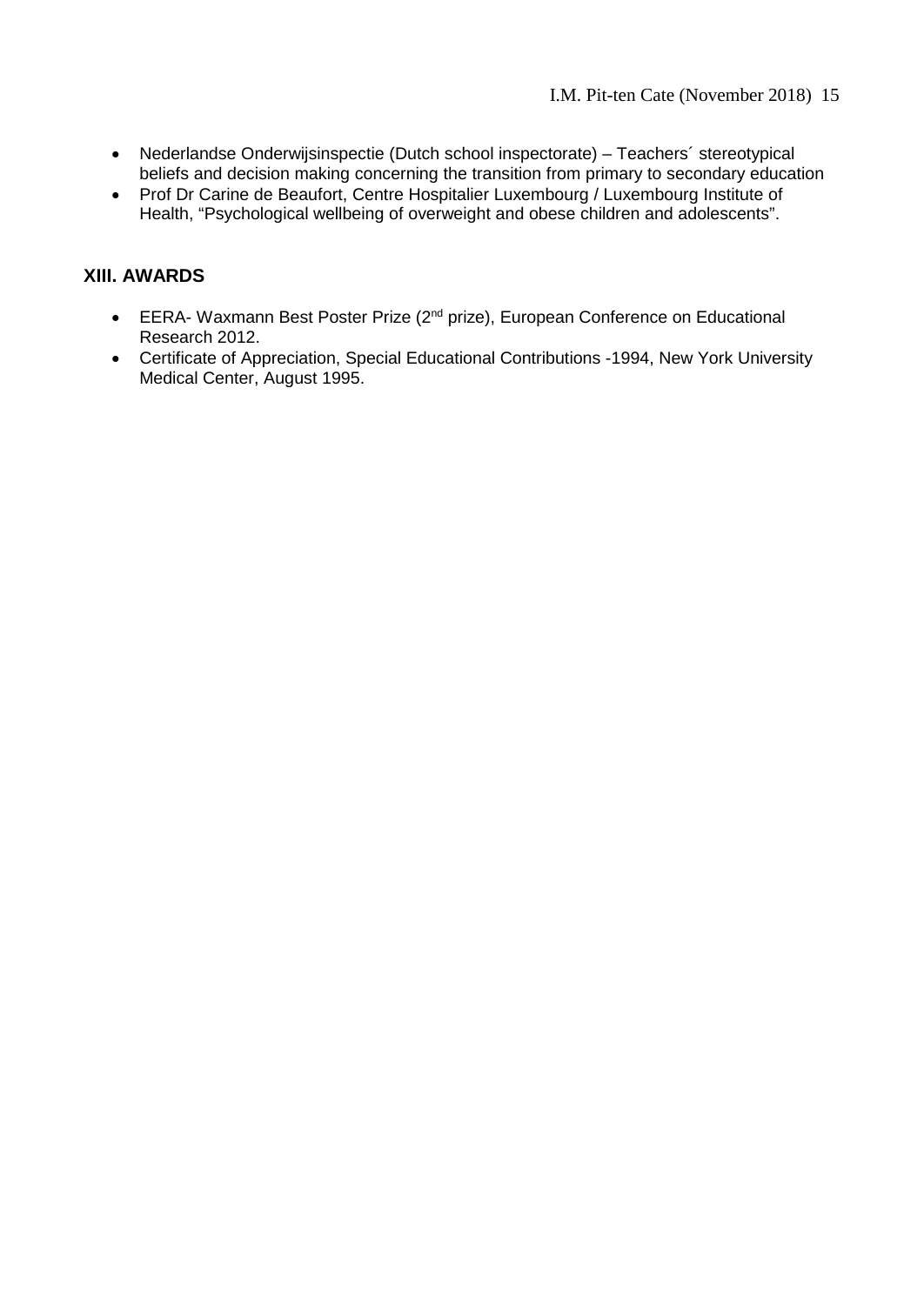- Nederlandse Onderwijsinspectie (Dutch school inspectorate) – Teachers´ stereotypical beliefs and decision making concerning the transition from primary to secondary education
- Prof Dr Carine de Beaufort, Centre Hospitalier Luxembourg / Luxembourg Institute of Health, "Psychological wellbeing of overweight and obese children and adolescents".

## XIII. AWARDS

- EERA- Waxmann Best Poster Prize (2nd prize), European Conference on Educational Research 2012.
- Certificate of Appreciation, Special Educational Contributions -1994, New York University Medical Center, August 1995.